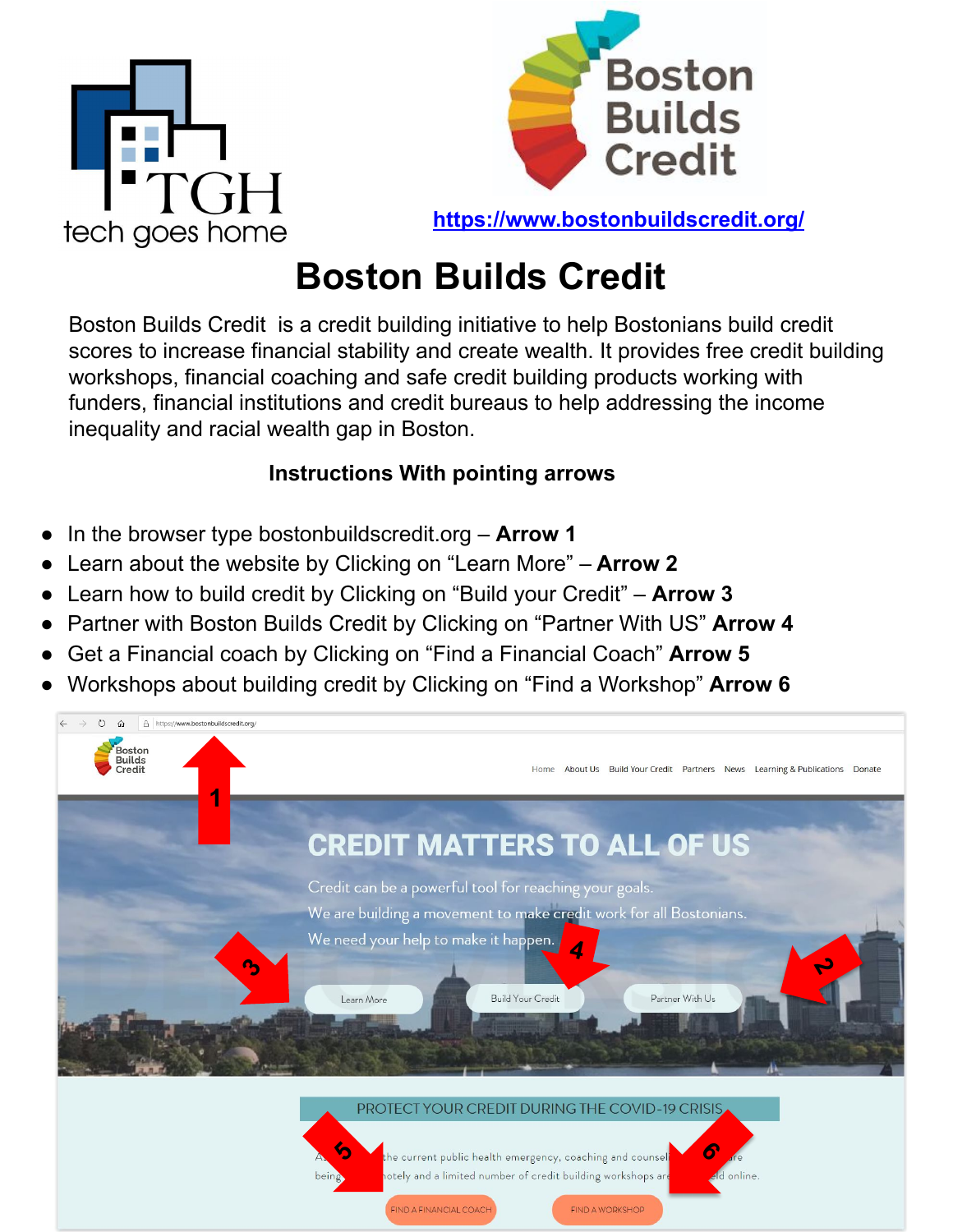tech goes home

Boston Builds Credit

https://www.bostonbuildscredit.org/

# Boston Builds Credit

Boston Builds Credit is a credit building initiative to help Bostonians build credit scores to increase financial stability and create wealth. It provides free credit building workshops, financial coaching and safe credit building products working with funders, financial institutions and credit bureaus to help addressing the income inequality and racial wealth gap in Boston.

**Instructions With pointing arrows**

- In the browser type bostonbuildscredit.org – **Arrow 1**
- Learn about the website by Clicking on "Learn More" – **Arrow 2**
- Learn how to build credit by Clicking on "Build your Credit" – **Arrow 3**
- Partner with Boston Builds Credit by Clicking on "Partner With US" **Arrow 4**
- Get a Financial coach by Clicking on "Find a Financial Coach" **Arrow 5**
- Workshops about building credit by Clicking on "Find a Workshop" **Arrow 6**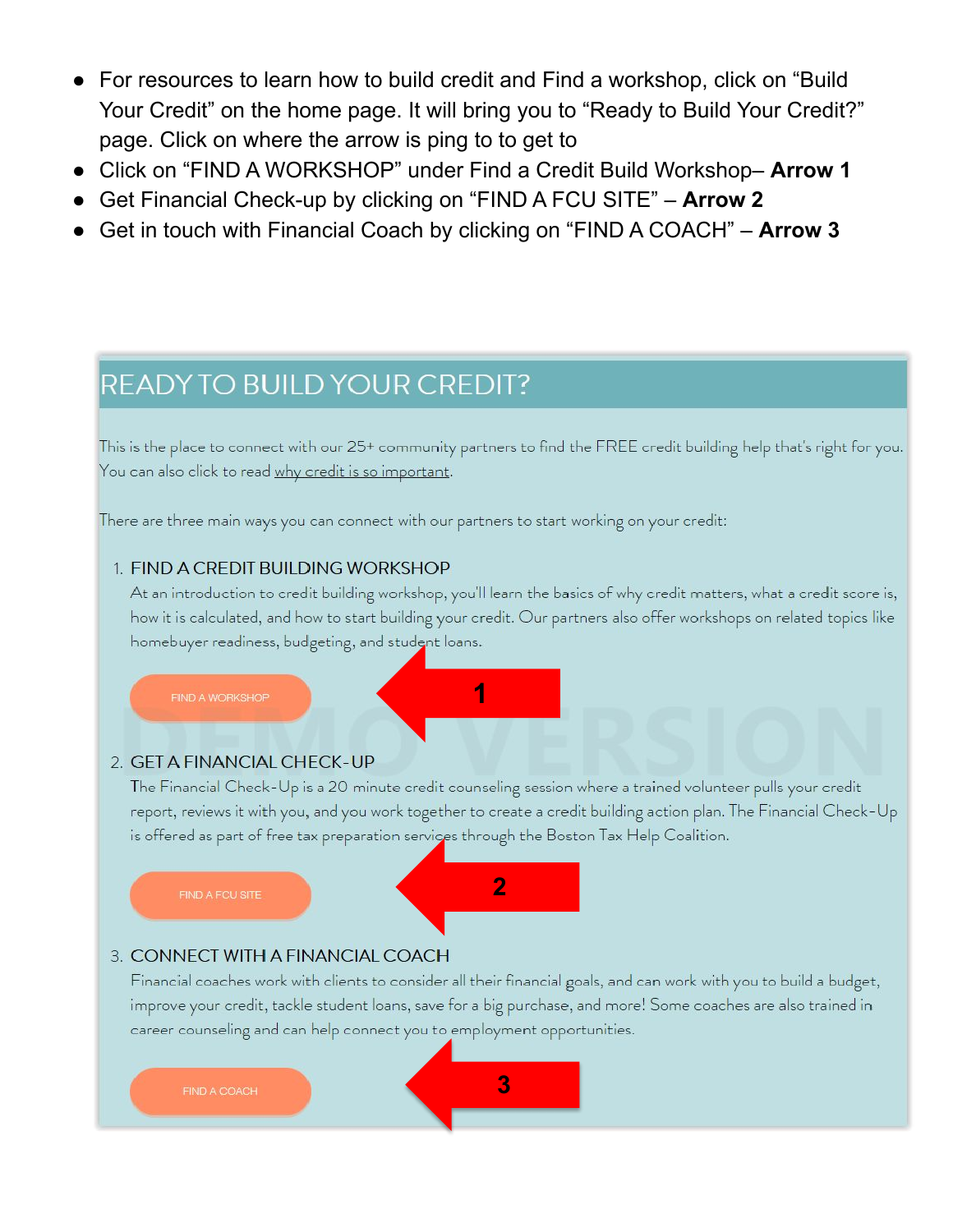- For resources to learn how to build credit and Find a workshop, click on "Build Your Credit" on the home page. It will bring you to "Ready to Build Your Credit?" page. Click on where the arrow is ping to to get to
- Click on "FIND A WORKSHOP" under Find a Credit Build Workshop– **Arrow 1**
- Get Financial Check-up by clicking on "FIND A FCU SITE" – **Arrow 2**
- Get in touch with Financial Coach by clicking on "FIND A COACH" – **Arrow 3**

# READY TO BUILD YOUR CREDIT?

This is the place to connect with our 25+ community partners to find the FREE credit building help that's right for you. You can also click to read why credit is so important.

There are three main ways you can connect with our partners to start working on your credit:

1. FIND A CREDIT BUILDING WORKSHOP

   At an introduction to credit building workshop, you'll learn the basics of why credit matters, what a credit score is, how it is calculated, and how to start building your credit. Our partners also offer workshops on related topics like homebuyer readiness, budgeting, and student loans.

   FIND A WORKSHOP — 1

2. GET A FINANCIAL CHECK-UP

   The Financial Check-Up is a 20 minute credit counseling session where a trained volunteer pulls your credit report, reviews it with you, and you work together to create a credit building action plan. The Financial Check-Up is offered as part of free tax preparation services through the Boston Tax Help Coalition.

   FIND A FCU SITE — 2

3. CONNECT WITH A FINANCIAL COACH

   Financial coaches work with clients to consider all their financial goals, and can work with you to build a budget, improve your credit, tackle student loans, save for a big purchase, and more! Some coaches are also trained in career counseling and can help connect you to employment opportunities.

   FIND A COACH — 3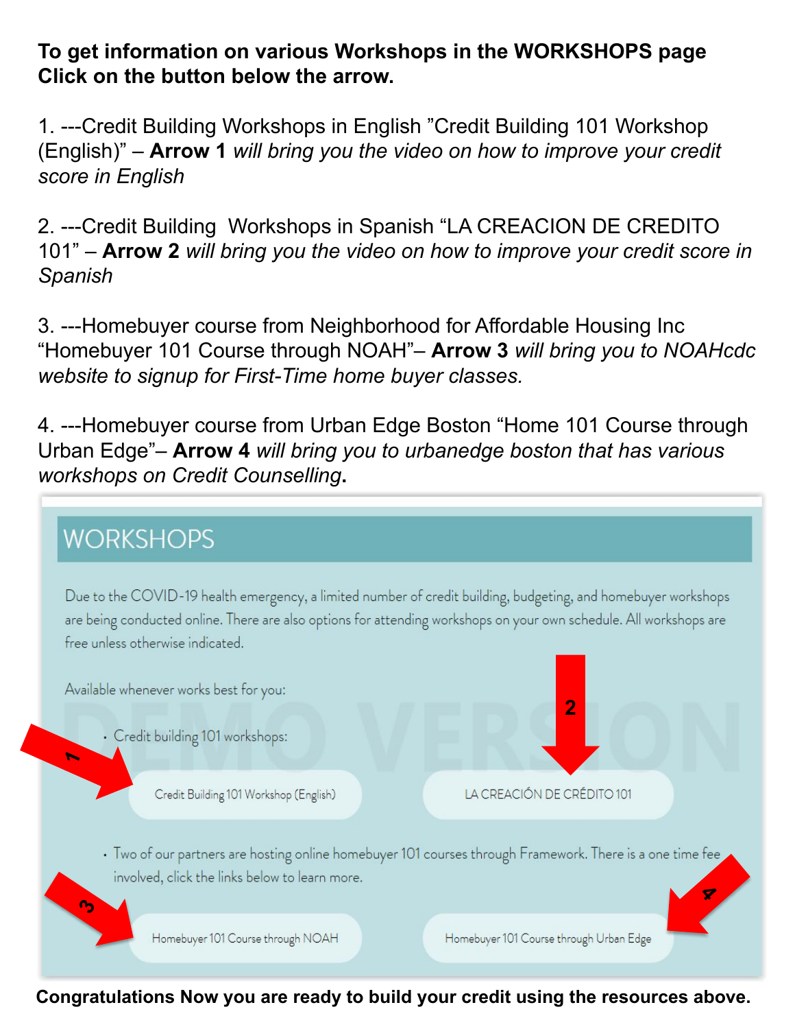**To get information on various Workshops in the WORKSHOPS page Click on the button below the arrow.**

1. ---Credit Building Workshops in English "Credit Building 101 Workshop (English)" – **Arrow 1** *will bring you the video on how to improve your credit score in English*

2. ---Credit Building Workshops in Spanish "LA CREACION DE CREDITO 101" – **Arrow 2** *will bring you the video on how to improve your credit score in Spanish*

3. ---Homebuyer course from Neighborhood for Affordable Housing Inc "Homebuyer 101 Course through NOAH"– **Arrow 3** *will bring you to NOAHcdc website to signup for First-Time home buyer classes.*

4. ---Homebuyer course from Urban Edge Boston "Home 101 Course through Urban Edge"– **Arrow 4** *will bring you to urbanedge boston that has various workshops on Credit Counselling***.**

WORKSHOPS

Due to the COVID-19 health emergency, a limited number of credit building, budgeting, and homebuyer workshops are being conducted online. There are also options for attending workshops on your own schedule. All workshops are free unless otherwise indicated.

Available whenever works best for you:

DEMO VERSION

- Credit building 101 workshops:

1

2

Credit Building 101 Workshop (English)

LA CREACIÓN DE CRÉDITO 101

- Two of our partners are hosting online homebuyer 101 courses through Framework. There is a one time fee involved, click the links below to learn more.

3

4

Homebuyer 101 Course through NOAH

Homebuyer 101 Course through Urban Edge

**Congratulations Now you are ready to build your credit using the resources above.**